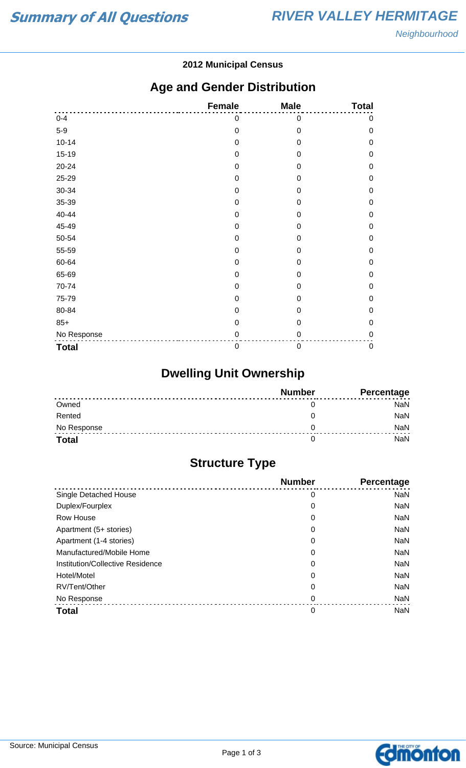# Summary of All Questions

## RIVER VALLEY HERMITAGE

*Neighbourhood*

**2012 Municipal Census**

## Age and Gender Distribution

| | Female | Male | Total |
|---|---|---|---|
| 0-4 | 0 | 0 | 0 |
| 5-9 | 0 | 0 | 0 |
| 10-14 | 0 | 0 | 0 |
| 15-19 | 0 | 0 | 0 |
| 20-24 | 0 | 0 | 0 |
| 25-29 | 0 | 0 | 0 |
| 30-34 | 0 | 0 | 0 |
| 35-39 | 0 | 0 | 0 |
| 40-44 | 0 | 0 | 0 |
| 45-49 | 0 | 0 | 0 |
| 50-54 | 0 | 0 | 0 |
| 55-59 | 0 | 0 | 0 |
| 60-64 | 0 | 0 | 0 |
| 65-69 | 0 | 0 | 0 |
| 70-74 | 0 | 0 | 0 |
| 75-79 | 0 | 0 | 0 |
| 80-84 | 0 | 0 | 0 |
| 85+ | 0 | 0 | 0 |
| No Response | 0 | 0 | 0 |
| **Total** | 0 | 0 | 0 |

## Dwelling Unit Ownership

| | Number | Percentage |
|---|---|---|
| Owned | 0 | NaN |
| Rented | 0 | NaN |
| No Response | 0 | NaN |
| **Total** | 0 | NaN |

## Structure Type

| | Number | Percentage |
|---|---|---|
| Single Detached House | 0 | NaN |
| Duplex/Fourplex | 0 | NaN |
| Row House | 0 | NaN |
| Apartment (5+ stories) | 0 | NaN |
| Apartment (1-4 stories) | 0 | NaN |
| Manufactured/Mobile Home | 0 | NaN |
| Institution/Collective Residence | 0 | NaN |
| Hotel/Motel | 0 | NaN |
| RV/Tent/Other | 0 | NaN |
| No Response | 0 | NaN |
| **Total** | 0 | NaN |

Source: Municipal Census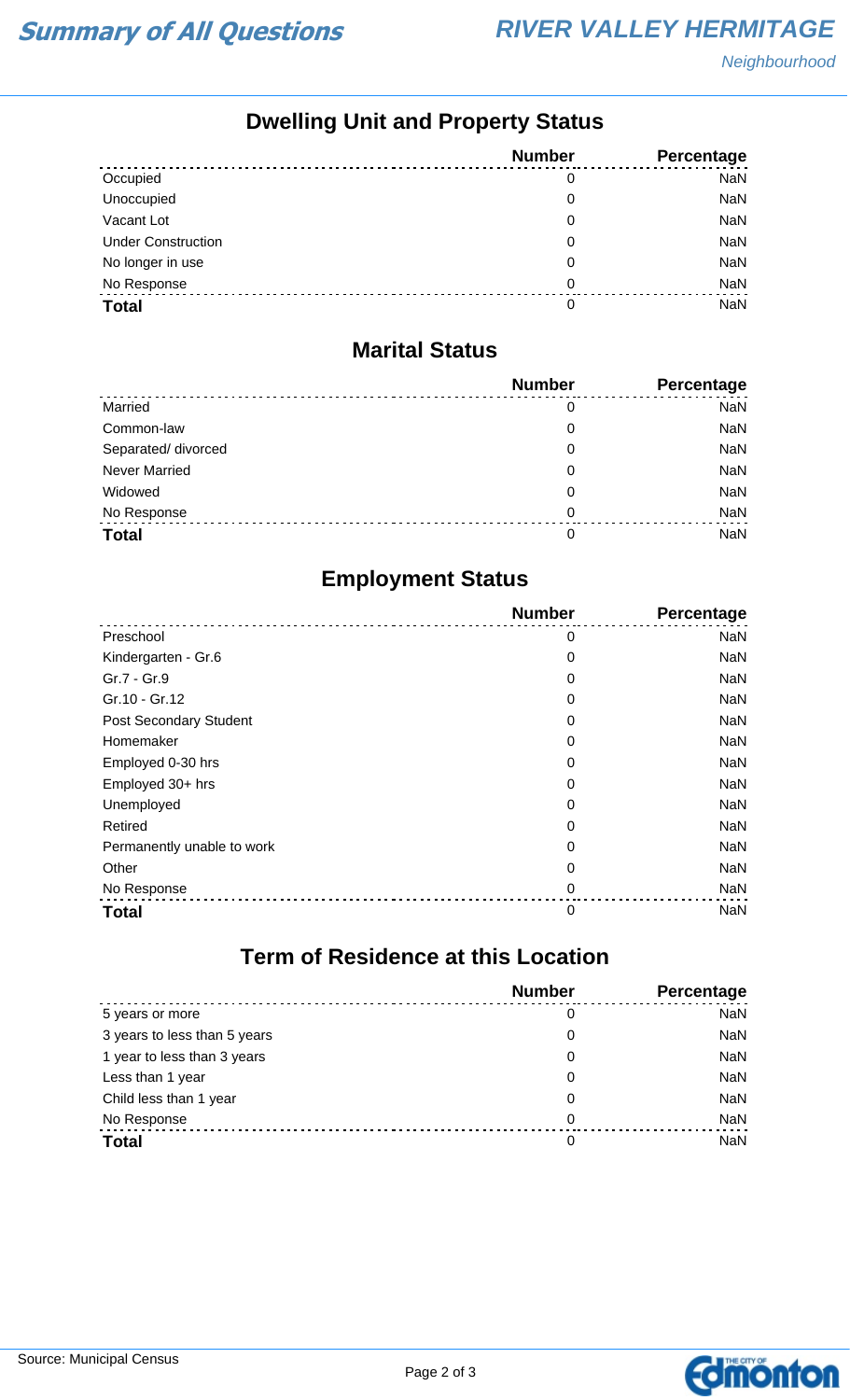# Summary of All Questions

## RIVER VALLEY HERMITAGE

*Neighbourhood*

### Dwelling Unit and Property Status

| | Number | Percentage |
|---|---|---|
| Occupied | 0 | NaN |
| Unoccupied | 0 | NaN |
| Vacant Lot | 0 | NaN |
| Under Construction | 0 | NaN |
| No longer in use | 0 | NaN |
| No Response | 0 | NaN |
| **Total** | 0 | NaN |

### Marital Status

| | Number | Percentage |
|---|---|---|
| Married | 0 | NaN |
| Common-law | 0 | NaN |
| Separated/ divorced | 0 | NaN |
| Never Married | 0 | NaN |
| Widowed | 0 | NaN |
| No Response | 0 | NaN |
| **Total** | 0 | NaN |

### Employment Status

| | Number | Percentage |
|---|---|---|
| Preschool | 0 | NaN |
| Kindergarten - Gr.6 | 0 | NaN |
| Gr.7 - Gr.9 | 0 | NaN |
| Gr.10 - Gr.12 | 0 | NaN |
| Post Secondary Student | 0 | NaN |
| Homemaker | 0 | NaN |
| Employed 0-30 hrs | 0 | NaN |
| Employed 30+ hrs | 0 | NaN |
| Unemployed | 0 | NaN |
| Retired | 0 | NaN |
| Permanently unable to work | 0 | NaN |
| Other | 0 | NaN |
| No Response | 0 | NaN |
| **Total** | 0 | NaN |

### Term of Residence at this Location

| | Number | Percentage |
|---|---|---|
| 5 years or more | 0 | NaN |
| 3 years to less than 5 years | 0 | NaN |
| 1 year to less than 3 years | 0 | NaN |
| Less than 1 year | 0 | NaN |
| Child less than 1 year | 0 | NaN |
| No Response | 0 | NaN |
| **Total** | 0 | NaN |

Source: Municipal Census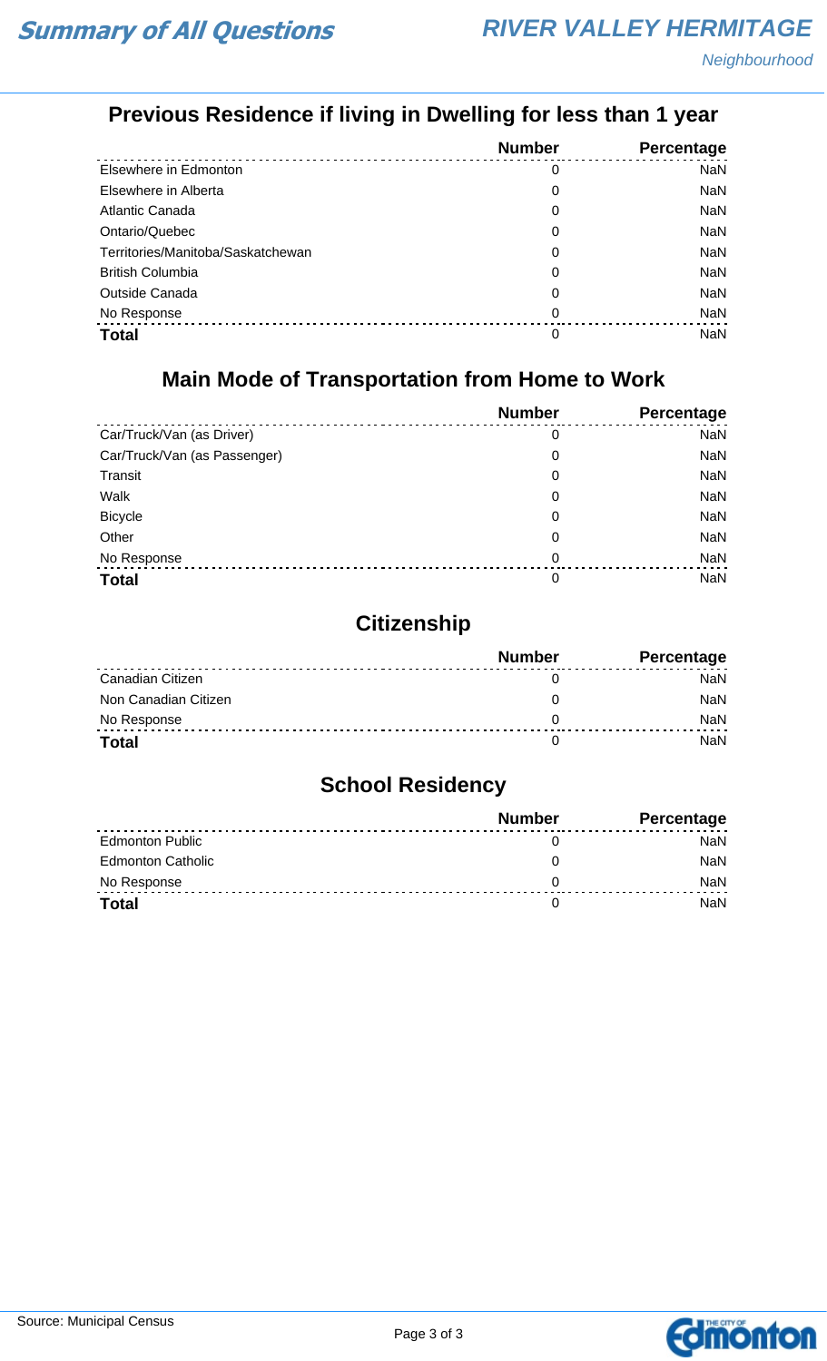# Summary of All Questions

## RIVER VALLEY HERMITAGE

*Neighbourhood*

### Previous Residence if living in Dwelling for less than 1 year

| | Number | Percentage |
|---|---|---|
| Elsewhere in Edmonton | 0 | NaN |
| Elsewhere in Alberta | 0 | NaN |
| Atlantic Canada | 0 | NaN |
| Ontario/Quebec | 0 | NaN |
| Territories/Manitoba/Saskatchewan | 0 | NaN |
| British Columbia | 0 | NaN |
| Outside Canada | 0 | NaN |
| No Response | 0 | NaN |
| **Total** | 0 | NaN |

### Main Mode of Transportation from Home to Work

| | Number | Percentage |
|---|---|---|
| Car/Truck/Van (as Driver) | 0 | NaN |
| Car/Truck/Van (as Passenger) | 0 | NaN |
| Transit | 0 | NaN |
| Walk | 0 | NaN |
| Bicycle | 0 | NaN |
| Other | 0 | NaN |
| No Response | 0 | NaN |
| **Total** | 0 | NaN |

### Citizenship

| | Number | Percentage |
|---|---|---|
| Canadian Citizen | 0 | NaN |
| Non Canadian Citizen | 0 | NaN |
| No Response | 0 | NaN |
| **Total** | 0 | NaN |

### School Residency

| | Number | Percentage |
|---|---|---|
| Edmonton Public | 0 | NaN |
| Edmonton Catholic | 0 | NaN |
| No Response | 0 | NaN |
| **Total** | 0 | NaN |

Source: Municipal Census